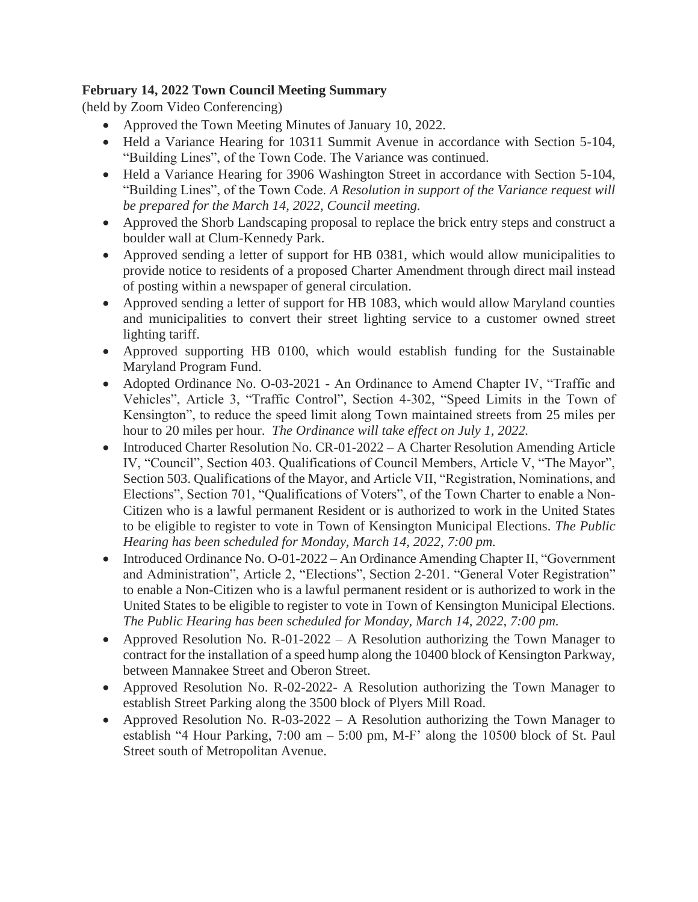**February 14, 2022 Town Council Meeting Summary**
(held by Zoom Video Conferencing)

- Approved the Town Meeting Minutes of January 10, 2022.
- Held a Variance Hearing for 10311 Summit Avenue in accordance with Section 5-104, "Building Lines", of the Town Code. The Variance was continued.
- Held a Variance Hearing for 3906 Washington Street in accordance with Section 5-104, "Building Lines", of the Town Code. *A Resolution in support of the Variance request will be prepared for the March 14, 2022, Council meeting.*
- Approved the Shorb Landscaping proposal to replace the brick entry steps and construct a boulder wall at Clum-Kennedy Park.
- Approved sending a letter of support for HB 0381, which would allow municipalities to provide notice to residents of a proposed Charter Amendment through direct mail instead of posting within a newspaper of general circulation.
- Approved sending a letter of support for HB 1083, which would allow Maryland counties and municipalities to convert their street lighting service to a customer owned street lighting tariff.
- Approved supporting HB 0100, which would establish funding for the Sustainable Maryland Program Fund.
- Adopted Ordinance No. O-03-2021 - An Ordinance to Amend Chapter IV, "Traffic and Vehicles", Article 3, "Traffic Control", Section 4-302, "Speed Limits in the Town of Kensington", to reduce the speed limit along Town maintained streets from 25 miles per hour to 20 miles per hour. *The Ordinance will take effect on July 1, 2022.*
- Introduced Charter Resolution No. CR-01-2022 – A Charter Resolution Amending Article IV, "Council", Section 403. Qualifications of Council Members, Article V, "The Mayor", Section 503. Qualifications of the Mayor, and Article VII, "Registration, Nominations, and Elections", Section 701, "Qualifications of Voters", of the Town Charter to enable a Non-Citizen who is a lawful permanent Resident or is authorized to work in the United States to be eligible to register to vote in Town of Kensington Municipal Elections. *The Public Hearing has been scheduled for Monday, March 14, 2022, 7:00 pm.*
- Introduced Ordinance No. O-01-2022 – An Ordinance Amending Chapter II, "Government and Administration", Article 2, "Elections", Section 2-201. "General Voter Registration" to enable a Non-Citizen who is a lawful permanent resident or is authorized to work in the United States to be eligible to register to vote in Town of Kensington Municipal Elections. *The Public Hearing has been scheduled for Monday, March 14, 2022, 7:00 pm.*
- Approved Resolution No. R-01-2022 – A Resolution authorizing the Town Manager to contract for the installation of a speed hump along the 10400 block of Kensington Parkway, between Mannakee Street and Oberon Street.
- Approved Resolution No. R-02-2022- A Resolution authorizing the Town Manager to establish Street Parking along the 3500 block of Plyers Mill Road.
- Approved Resolution No. R-03-2022 – A Resolution authorizing the Town Manager to establish "4 Hour Parking, 7:00 am – 5:00 pm, M-F' along the 10500 block of St. Paul Street south of Metropolitan Avenue.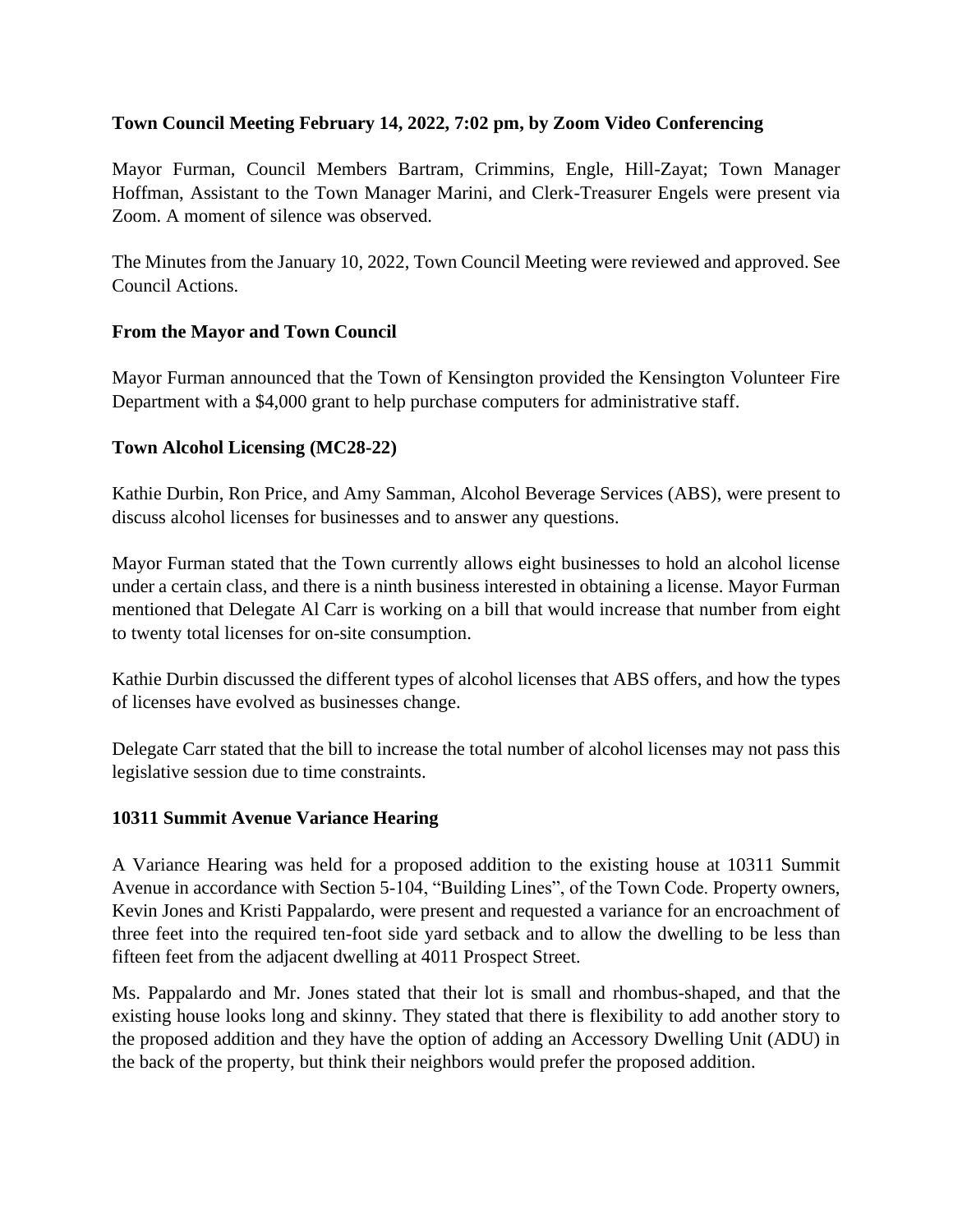**Town Council Meeting February 14, 2022, 7:02 pm, by Zoom Video Conferencing**

Mayor Furman, Council Members Bartram, Crimmins, Engle, Hill-Zayat; Town Manager Hoffman, Assistant to the Town Manager Marini, and Clerk-Treasurer Engels were present via Zoom. A moment of silence was observed.

The Minutes from the January 10, 2022, Town Council Meeting were reviewed and approved. See Council Actions.

## From the Mayor and Town Council

Mayor Furman announced that the Town of Kensington provided the Kensington Volunteer Fire Department with a $4,000 grant to help purchase computers for administrative staff.

## Town Alcohol Licensing (MC28-22)

Kathie Durbin, Ron Price, and Amy Samman, Alcohol Beverage Services (ABS), were present to discuss alcohol licenses for businesses and to answer any questions.

Mayor Furman stated that the Town currently allows eight businesses to hold an alcohol license under a certain class, and there is a ninth business interested in obtaining a license. Mayor Furman mentioned that Delegate Al Carr is working on a bill that would increase that number from eight to twenty total licenses for on-site consumption.

Kathie Durbin discussed the different types of alcohol licenses that ABS offers, and how the types of licenses have evolved as businesses change.

Delegate Carr stated that the bill to increase the total number of alcohol licenses may not pass this legislative session due to time constraints.

## 10311 Summit Avenue Variance Hearing

A Variance Hearing was held for a proposed addition to the existing house at 10311 Summit Avenue in accordance with Section 5-104, "Building Lines", of the Town Code. Property owners, Kevin Jones and Kristi Pappalardo, were present and requested a variance for an encroachment of three feet into the required ten-foot side yard setback and to allow the dwelling to be less than fifteen feet from the adjacent dwelling at 4011 Prospect Street.

Ms. Pappalardo and Mr. Jones stated that their lot is small and rhombus-shaped, and that the existing house looks long and skinny. They stated that there is flexibility to add another story to the proposed addition and they have the option of adding an Accessory Dwelling Unit (ADU) in the back of the property, but think their neighbors would prefer the proposed addition.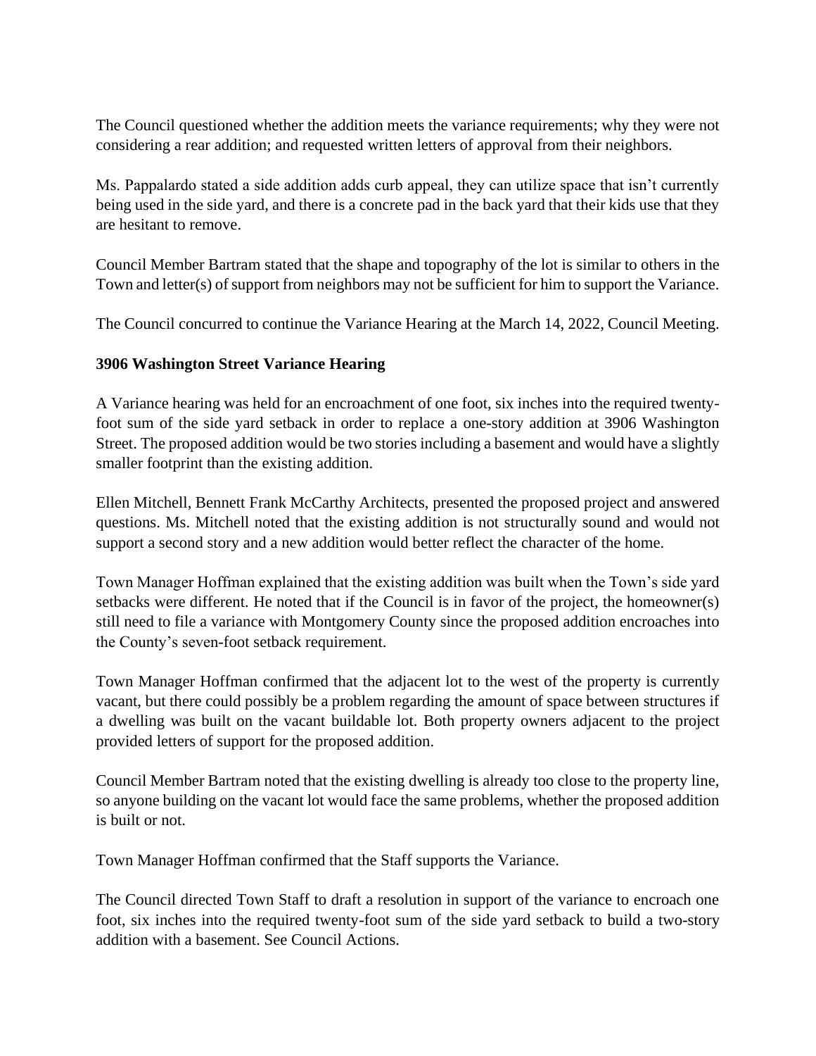The Council questioned whether the addition meets the variance requirements; why they were not considering a rear addition; and requested written letters of approval from their neighbors.

Ms. Pappalardo stated a side addition adds curb appeal, they can utilize space that isn't currently being used in the side yard, and there is a concrete pad in the back yard that their kids use that they are hesitant to remove.

Council Member Bartram stated that the shape and topography of the lot is similar to others in the Town and letter(s) of support from neighbors may not be sufficient for him to support the Variance.

The Council concurred to continue the Variance Hearing at the March 14, 2022, Council Meeting.

**3906 Washington Street Variance Hearing**

A Variance hearing was held for an encroachment of one foot, six inches into the required twenty-foot sum of the side yard setback in order to replace a one-story addition at 3906 Washington Street. The proposed addition would be two stories including a basement and would have a slightly smaller footprint than the existing addition.

Ellen Mitchell, Bennett Frank McCarthy Architects, presented the proposed project and answered questions. Ms. Mitchell noted that the existing addition is not structurally sound and would not support a second story and a new addition would better reflect the character of the home.

Town Manager Hoffman explained that the existing addition was built when the Town's side yard setbacks were different. He noted that if the Council is in favor of the project, the homeowner(s) still need to file a variance with Montgomery County since the proposed addition encroaches into the County's seven-foot setback requirement.

Town Manager Hoffman confirmed that the adjacent lot to the west of the property is currently vacant, but there could possibly be a problem regarding the amount of space between structures if a dwelling was built on the vacant buildable lot. Both property owners adjacent to the project provided letters of support for the proposed addition.

Council Member Bartram noted that the existing dwelling is already too close to the property line, so anyone building on the vacant lot would face the same problems, whether the proposed addition is built or not.

Town Manager Hoffman confirmed that the Staff supports the Variance.

The Council directed Town Staff to draft a resolution in support of the variance to encroach one foot, six inches into the required twenty-foot sum of the side yard setback to build a two-story addition with a basement. See Council Actions.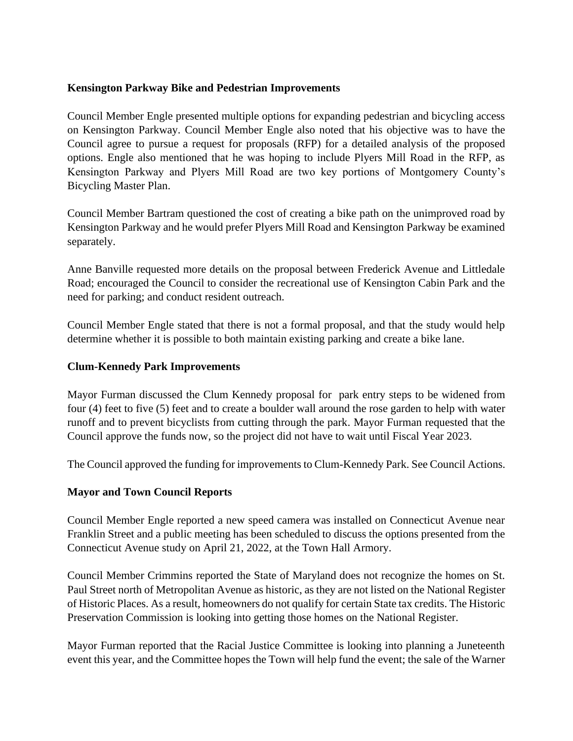**Kensington Parkway Bike and Pedestrian Improvements**

Council Member Engle presented multiple options for expanding pedestrian and bicycling access on Kensington Parkway. Council Member Engle also noted that his objective was to have the Council agree to pursue a request for proposals (RFP) for a detailed analysis of the proposed options. Engle also mentioned that he was hoping to include Plyers Mill Road in the RFP, as Kensington Parkway and Plyers Mill Road are two key portions of Montgomery County's Bicycling Master Plan.

Council Member Bartram questioned the cost of creating a bike path on the unimproved road by Kensington Parkway and he would prefer Plyers Mill Road and Kensington Parkway be examined separately.

Anne Banville requested more details on the proposal between Frederick Avenue and Littledale Road; encouraged the Council to consider the recreational use of Kensington Cabin Park and the need for parking; and conduct resident outreach.

Council Member Engle stated that there is not a formal proposal, and that the study would help determine whether it is possible to both maintain existing parking and create a bike lane.

**Clum-Kennedy Park Improvements**

Mayor Furman discussed the Clum Kennedy proposal for park entry steps to be widened from four (4) feet to five (5) feet and to create a boulder wall around the rose garden to help with water runoff and to prevent bicyclists from cutting through the park. Mayor Furman requested that the Council approve the funds now, so the project did not have to wait until Fiscal Year 2023.

The Council approved the funding for improvements to Clum-Kennedy Park. See Council Actions.

**Mayor and Town Council Reports**

Council Member Engle reported a new speed camera was installed on Connecticut Avenue near Franklin Street and a public meeting has been scheduled to discuss the options presented from the Connecticut Avenue study on April 21, 2022, at the Town Hall Armory.

Council Member Crimmins reported the State of Maryland does not recognize the homes on St. Paul Street north of Metropolitan Avenue as historic, as they are not listed on the National Register of Historic Places. As a result, homeowners do not qualify for certain State tax credits. The Historic Preservation Commission is looking into getting those homes on the National Register.

Mayor Furman reported that the Racial Justice Committee is looking into planning a Juneteenth event this year, and the Committee hopes the Town will help fund the event; the sale of the Warner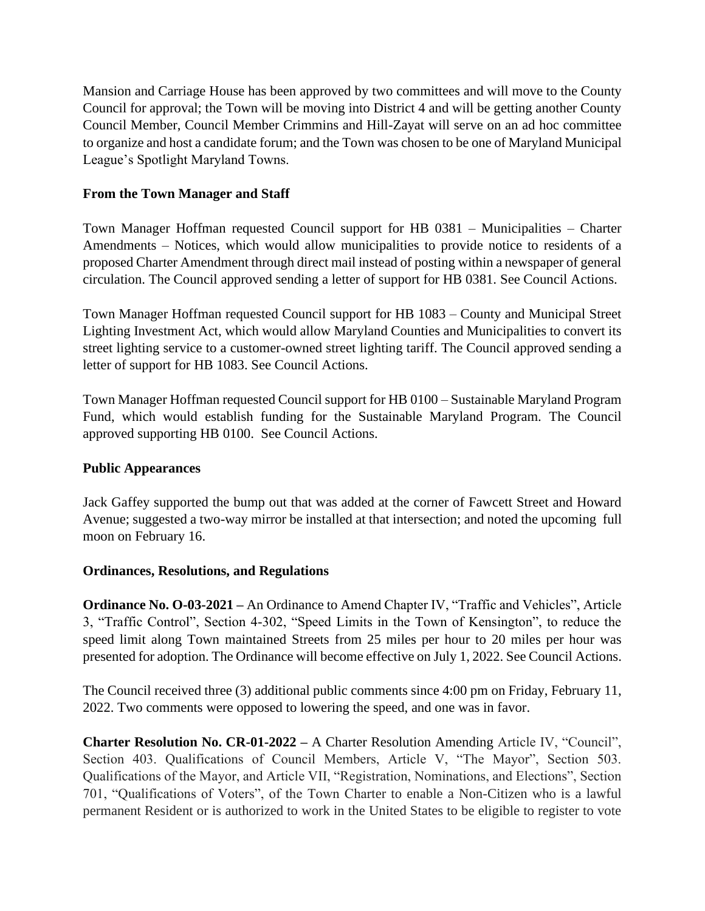Mansion and Carriage House has been approved by two committees and will move to the County Council for approval; the Town will be moving into District 4 and will be getting another County Council Member, Council Member Crimmins and Hill-Zayat will serve on an ad hoc committee to organize and host a candidate forum; and the Town was chosen to be one of Maryland Municipal League's Spotlight Maryland Towns.

**From the Town Manager and Staff**

Town Manager Hoffman requested Council support for HB 0381 – Municipalities – Charter Amendments – Notices, which would allow municipalities to provide notice to residents of a proposed Charter Amendment through direct mail instead of posting within a newspaper of general circulation. The Council approved sending a letter of support for HB 0381. See Council Actions.

Town Manager Hoffman requested Council support for HB 1083 – County and Municipal Street Lighting Investment Act, which would allow Maryland Counties and Municipalities to convert its street lighting service to a customer-owned street lighting tariff. The Council approved sending a letter of support for HB 1083. See Council Actions.

Town Manager Hoffman requested Council support for HB 0100 – Sustainable Maryland Program Fund, which would establish funding for the Sustainable Maryland Program. The Council approved supporting HB 0100. See Council Actions.

**Public Appearances**

Jack Gaffey supported the bump out that was added at the corner of Fawcett Street and Howard Avenue; suggested a two-way mirror be installed at that intersection; and noted the upcoming full moon on February 16.

**Ordinances, Resolutions, and Regulations**

**Ordinance No. O-03-2021 –** An Ordinance to Amend Chapter IV, "Traffic and Vehicles", Article 3, "Traffic Control", Section 4-302, "Speed Limits in the Town of Kensington", to reduce the speed limit along Town maintained Streets from 25 miles per hour to 20 miles per hour was presented for adoption. The Ordinance will become effective on July 1, 2022. See Council Actions.

The Council received three (3) additional public comments since 4:00 pm on Friday, February 11, 2022. Two comments were opposed to lowering the speed, and one was in favor.

**Charter Resolution No. CR-01-2022 –** A Charter Resolution Amending Article IV, "Council", Section 403. Qualifications of Council Members, Article V, "The Mayor", Section 503. Qualifications of the Mayor, and Article VII, "Registration, Nominations, and Elections", Section 701, "Qualifications of Voters", of the Town Charter to enable a Non-Citizen who is a lawful permanent Resident or is authorized to work in the United States to be eligible to register to vote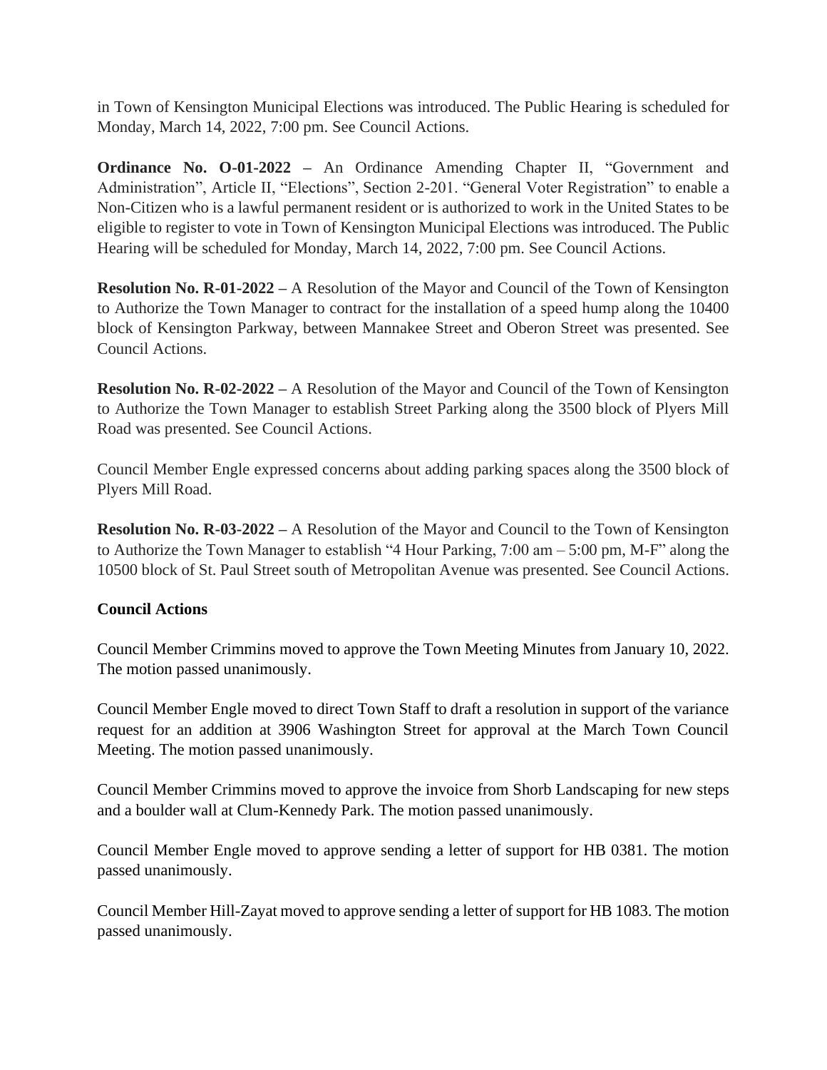in Town of Kensington Municipal Elections was introduced. The Public Hearing is scheduled for Monday, March 14, 2022, 7:00 pm. See Council Actions.

**Ordinance No. O-01-2022 –** An Ordinance Amending Chapter II, "Government and Administration", Article II, "Elections", Section 2-201. "General Voter Registration" to enable a Non-Citizen who is a lawful permanent resident or is authorized to work in the United States to be eligible to register to vote in Town of Kensington Municipal Elections was introduced. The Public Hearing will be scheduled for Monday, March 14, 2022, 7:00 pm. See Council Actions.

**Resolution No. R-01-2022 –** A Resolution of the Mayor and Council of the Town of Kensington to Authorize the Town Manager to contract for the installation of a speed hump along the 10400 block of Kensington Parkway, between Mannakee Street and Oberon Street was presented. See Council Actions.

**Resolution No. R-02-2022 –** A Resolution of the Mayor and Council of the Town of Kensington to Authorize the Town Manager to establish Street Parking along the 3500 block of Plyers Mill Road was presented. See Council Actions.

Council Member Engle expressed concerns about adding parking spaces along the 3500 block of Plyers Mill Road.

**Resolution No. R-03-2022 –** A Resolution of the Mayor and Council to the Town of Kensington to Authorize the Town Manager to establish "4 Hour Parking, 7:00 am – 5:00 pm, M-F" along the 10500 block of St. Paul Street south of Metropolitan Avenue was presented. See Council Actions.

**Council Actions**

Council Member Crimmins moved to approve the Town Meeting Minutes from January 10, 2022. The motion passed unanimously.

Council Member Engle moved to direct Town Staff to draft a resolution in support of the variance request for an addition at 3906 Washington Street for approval at the March Town Council Meeting. The motion passed unanimously.

Council Member Crimmins moved to approve the invoice from Shorb Landscaping for new steps and a boulder wall at Clum-Kennedy Park. The motion passed unanimously.

Council Member Engle moved to approve sending a letter of support for HB 0381. The motion passed unanimously.

Council Member Hill-Zayat moved to approve sending a letter of support for HB 1083. The motion passed unanimously.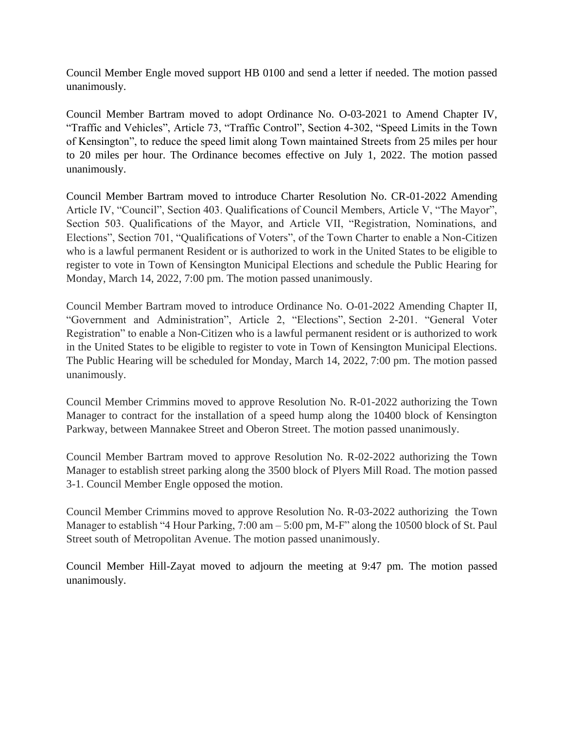Council Member Engle moved support HB 0100 and send a letter if needed. The motion passed unanimously.

Council Member Bartram moved to adopt Ordinance No. O-03-2021 to Amend Chapter IV, "Traffic and Vehicles", Article 73, "Traffic Control", Section 4-302, "Speed Limits in the Town of Kensington", to reduce the speed limit along Town maintained Streets from 25 miles per hour to 20 miles per hour. The Ordinance becomes effective on July 1, 2022. The motion passed unanimously.

Council Member Bartram moved to introduce Charter Resolution No. CR-01-2022 Amending Article IV, "Council", Section 403. Qualifications of Council Members, Article V, "The Mayor", Section 503. Qualifications of the Mayor, and Article VII, "Registration, Nominations, and Elections", Section 701, "Qualifications of Voters", of the Town Charter to enable a Non-Citizen who is a lawful permanent Resident or is authorized to work in the United States to be eligible to register to vote in Town of Kensington Municipal Elections and schedule the Public Hearing for Monday, March 14, 2022, 7:00 pm. The motion passed unanimously.

Council Member Bartram moved to introduce Ordinance No. O-01-2022 Amending Chapter II, "Government and Administration", Article 2, "Elections", Section 2-201. "General Voter Registration" to enable a Non-Citizen who is a lawful permanent resident or is authorized to work in the United States to be eligible to register to vote in Town of Kensington Municipal Elections. The Public Hearing will be scheduled for Monday, March 14, 2022, 7:00 pm. The motion passed unanimously.

Council Member Crimmins moved to approve Resolution No. R-01-2022 authorizing the Town Manager to contract for the installation of a speed hump along the 10400 block of Kensington Parkway, between Mannakee Street and Oberon Street. The motion passed unanimously.

Council Member Bartram moved to approve Resolution No. R-02-2022 authorizing the Town Manager to establish street parking along the 3500 block of Plyers Mill Road. The motion passed 3-1. Council Member Engle opposed the motion.

Council Member Crimmins moved to approve Resolution No. R-03-2022 authorizing the Town Manager to establish "4 Hour Parking, 7:00 am – 5:00 pm, M-F" along the 10500 block of St. Paul Street south of Metropolitan Avenue. The motion passed unanimously.

Council Member Hill-Zayat moved to adjourn the meeting at 9:47 pm. The motion passed unanimously.